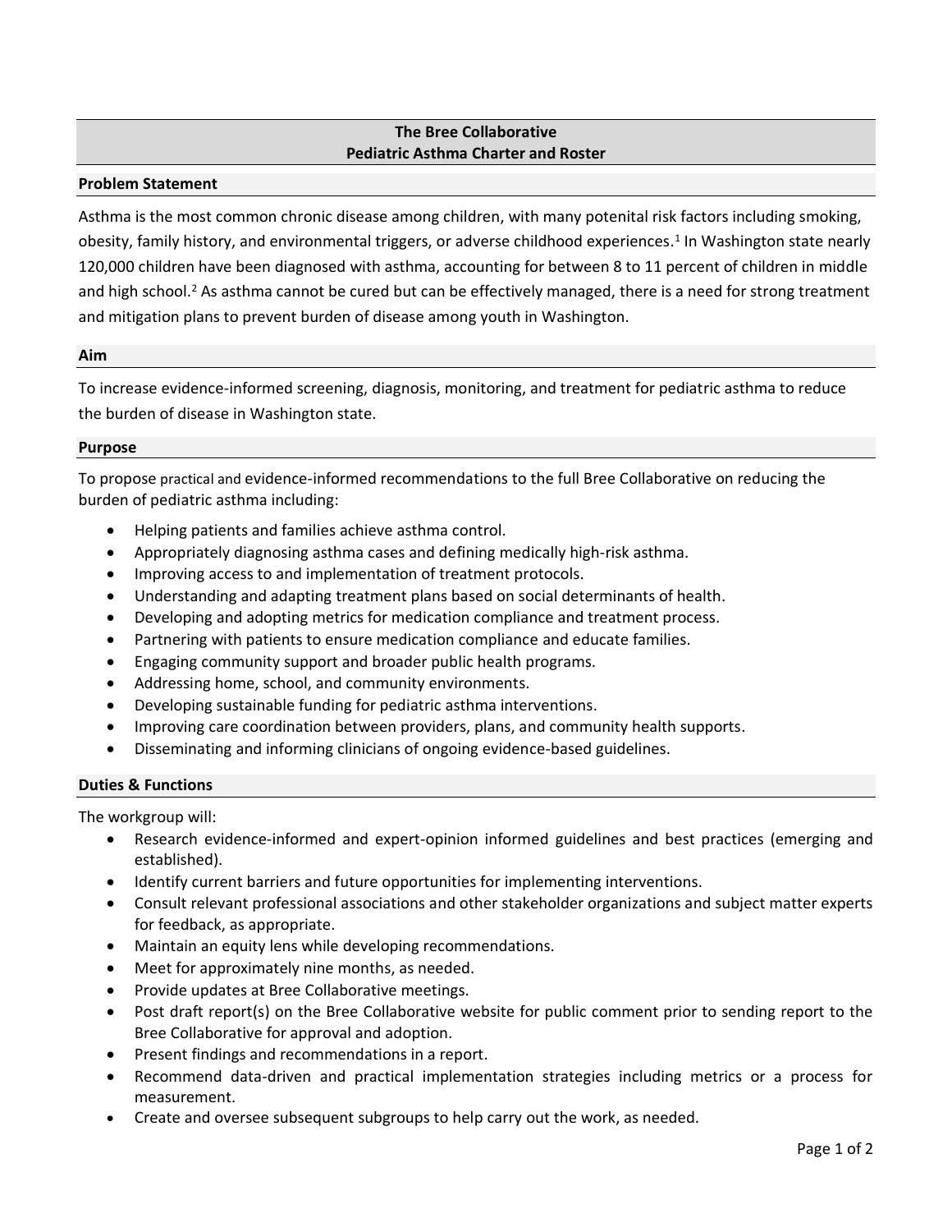# The Bree Collaborative
## Pediatric Asthma Charter and Roster

### Problem Statement

Asthma is the most common chronic disease among children, with many potenital risk factors including smoking, obesity, family history, and environmental triggers, or adverse childhood experiences.[1] In Washington state nearly 120,000 children have been diagnosed with asthma, accounting for between 8 to 11 percent of children in middle and high school.[2] As asthma cannot be cured but can be effectively managed, there is a need for strong treatment and mitigation plans to prevent burden of disease among youth in Washington.

### Aim

To increase evidence-informed screening, diagnosis, monitoring, and treatment for pediatric asthma to reduce the burden of disease in Washington state.

### Purpose

To propose practical and evidence-informed recommendations to the full Bree Collaborative on reducing the burden of pediatric asthma including:

- Helping patients and families achieve asthma control.
- Appropriately diagnosing asthma cases and defining medically high-risk asthma.
- Improving access to and implementation of treatment protocols.
- Understanding and adapting treatment plans based on social determinants of health.
- Developing and adopting metrics for medication compliance and treatment process.
- Partnering with patients to ensure medication compliance and educate families.
- Engaging community support and broader public health programs.
- Addressing home, school, and community environments.
- Developing sustainable funding for pediatric asthma interventions.
- Improving care coordination between providers, plans, and community health supports.
- Disseminating and informing clinicians of ongoing evidence-based guidelines.

### Duties & Functions

The workgroup will:

- Research evidence-informed and expert-opinion informed guidelines and best practices (emerging and established).
- Identify current barriers and future opportunities for implementing interventions.
- Consult relevant professional associations and other stakeholder organizations and subject matter experts for feedback, as appropriate.
- Maintain an equity lens while developing recommendations.
- Meet for approximately nine months, as needed.
- Provide updates at Bree Collaborative meetings.
- Post draft report(s) on the Bree Collaborative website for public comment prior to sending report to the Bree Collaborative for approval and adoption.
- Present findings and recommendations in a report.
- Recommend data-driven and practical implementation strategies including metrics or a process for measurement.
- Create and oversee subsequent subgroups to help carry out the work, as needed.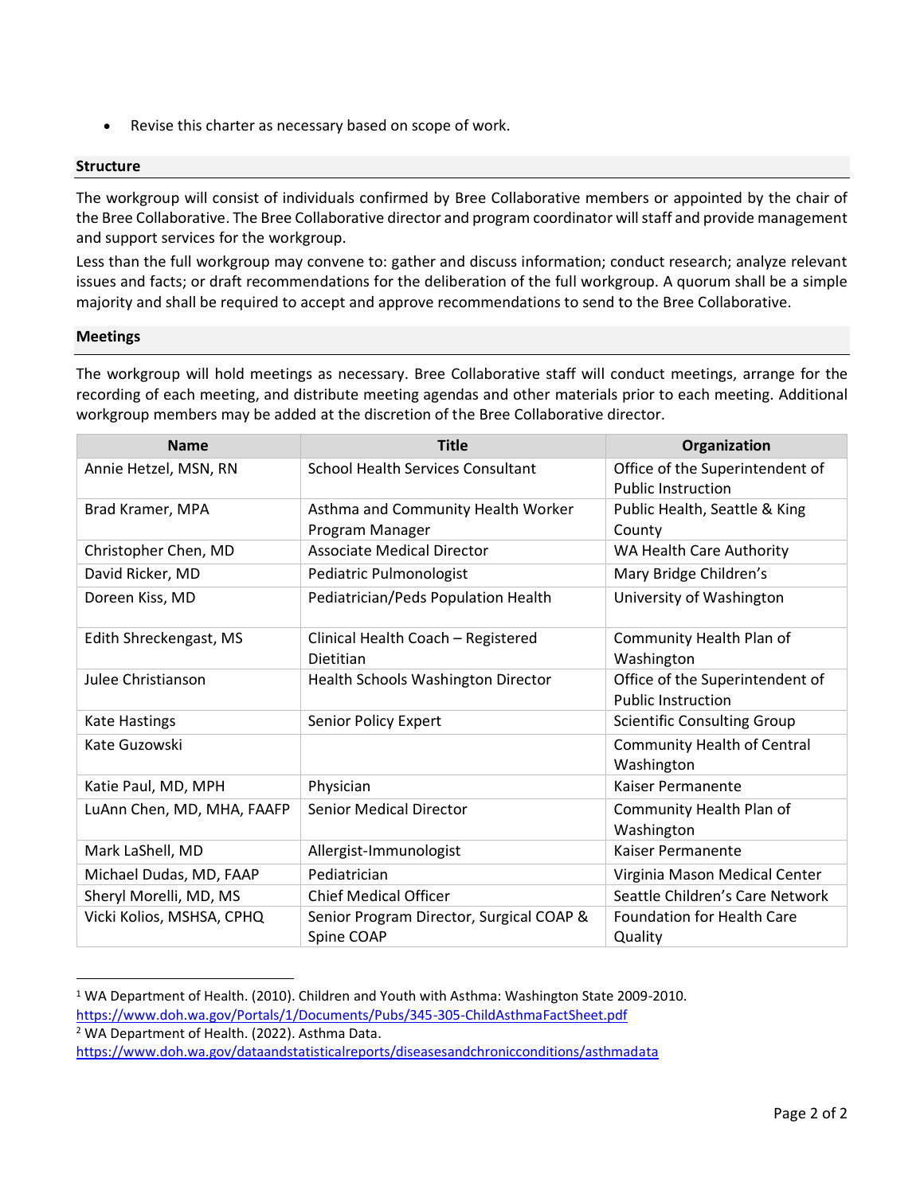- Revise this charter as necessary based on scope of work.

## Structure

The workgroup will consist of individuals confirmed by Bree Collaborative members or appointed by the chair of the Bree Collaborative. The Bree Collaborative director and program coordinator will staff and provide management and support services for the workgroup.

Less than the full workgroup may convene to: gather and discuss information; conduct research; analyze relevant issues and facts; or draft recommendations for the deliberation of the full workgroup. A quorum shall be a simple majority and shall be required to accept and approve recommendations to send to the Bree Collaborative.

## Meetings

The workgroup will hold meetings as necessary. Bree Collaborative staff will conduct meetings, arrange for the recording of each meeting, and distribute meeting agendas and other materials prior to each meeting. Additional workgroup members may be added at the discretion of the Bree Collaborative director.

| Name | Title | Organization |
|---|---|---|
| Annie Hetzel, MSN, RN | School Health Services Consultant | Office of the Superintendent of Public Instruction |
| Brad Kramer, MPA | Asthma and Community Health Worker Program Manager | Public Health, Seattle & King County |
| Christopher Chen, MD | Associate Medical Director | WA Health Care Authority |
| David Ricker, MD | Pediatric Pulmonologist | Mary Bridge Children's |
| Doreen Kiss, MD | Pediatrician/Peds Population Health | University of Washington |
| Edith Shreckengast, MS | Clinical Health Coach – Registered Dietitian | Community Health Plan of Washington |
| Julee Christianson | Health Schools Washington Director | Office of the Superintendent of Public Instruction |
| Kate Hastings | Senior Policy Expert | Scientific Consulting Group |
| Kate Guzowski | | Community Health of Central Washington |
| Katie Paul, MD, MPH | Physician | Kaiser Permanente |
| LuAnn Chen, MD, MHA, FAAFP | Senior Medical Director | Community Health Plan of Washington |
| Mark LaShell, MD | Allergist-Immunologist | Kaiser Permanente |
| Michael Dudas, MD, FAAP | Pediatrician | Virginia Mason Medical Center |
| Sheryl Morelli, MD, MS | Chief Medical Officer | Seattle Children's Care Network |
| Vicki Kolios, MSHSA, CPHQ | Senior Program Director, Surgical COAP & Spine COAP | Foundation for Health Care Quality |

[1] WA Department of Health. (2010). Children and Youth with Asthma: Washington State 2009-2010. https://www.doh.wa.gov/Portals/1/Documents/Pubs/345-305-ChildAsthmaFactSheet.pdf

[2] WA Department of Health. (2022). Asthma Data. https://www.doh.wa.gov/dataandstatisticalreports/diseasesandchronicconditions/asthmadata